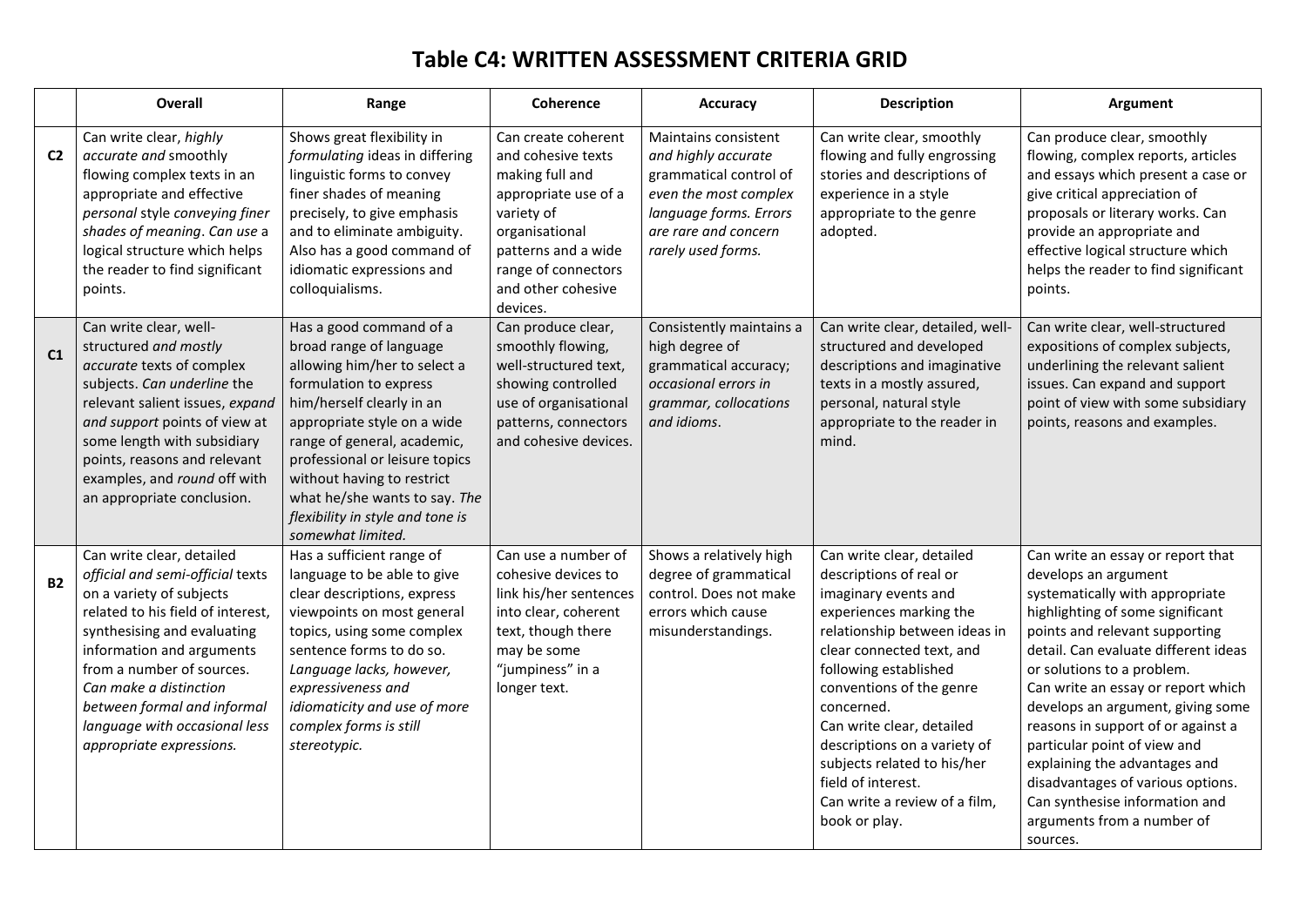# Table C4: WRITTEN ASSESSMENT CRITERIA GRID

| | Overall | Range | Coherence | Accuracy | Description | Argument |
|---|---|---|---|---|---|---|
| **C2** | Can write clear, *highly accurate and* smoothly flowing complex texts in an appropriate and effective *personal* style *conveying finer shades of meaning*. *Can use* a logical structure which helps the reader to find significant points. | Shows great flexibility in *formulating* ideas in differing linguistic forms to convey finer shades of meaning precisely, to give emphasis and to eliminate ambiguity. Also has a good command of idiomatic expressions and colloquialisms. | Can create coherent and cohesive texts making full and appropriate use of a variety of organisational patterns and a wide range of connectors and other cohesive devices. | Maintains consistent *and highly accurate* grammatical control of *even the most complex language forms. Errors are rare and concern rarely used forms.* | Can write clear, smoothly flowing and fully engrossing stories and descriptions of experience in a style appropriate to the genre adopted. | Can produce clear, smoothly flowing, complex reports, articles and essays which present a case or give critical appreciation of proposals or literary works. Can provide an appropriate and effective logical structure which helps the reader to find significant points. |
| **C1** | Can write clear, well-structured *and mostly accurate* texts of complex subjects. *Can underline* the relevant salient issues, *expand and support* points of view at some length with subsidiary points, reasons and relevant examples, and *round* off with an appropriate conclusion. | Has a good command of a broad range of language allowing him/her to select a formulation to express him/herself clearly in an appropriate style on a wide range of general, academic, professional or leisure topics without having to restrict what he/she wants to say. *The flexibility in style and tone is somewhat limited.* | Can produce clear, smoothly flowing, well-structured text, showing controlled use of organisational patterns, connectors and cohesive devices. | Consistently maintains a high degree of grammatical accuracy; *occasional errors in grammar, collocations and idioms*. | Can write clear, detailed, well-structured and developed descriptions and imaginative texts in a mostly assured, personal, natural style appropriate to the reader in mind. | Can write clear, well-structured expositions of complex subjects, underlining the relevant salient issues. Can expand and support point of view with some subsidiary points, reasons and examples. |
| **B2** | Can write clear, detailed *official and semi-official* texts on a variety of subjects related to his field of interest, synthesising and evaluating information and arguments from a number of sources. *Can make a distinction between formal and informal language with occasional less appropriate expressions.* | Has a sufficient range of language to be able to give clear descriptions, express viewpoints on most general topics, using some complex sentence forms to do so. *Language lacks, however, expressiveness and idiomaticity and use of more complex forms is still stereotypic.* | Can use a number of cohesive devices to link his/her sentences into clear, coherent text, though there may be some "jumpiness" in a longer text. | Shows a relatively high degree of grammatical control. Does not make errors which cause misunderstandings. | Can write clear, detailed descriptions of real or imaginary events and experiences marking the relationship between ideas in clear connected text, and following established conventions of the genre concerned.<br>Can write clear, detailed descriptions on a variety of subjects related to his/her field of interest.<br>Can write a review of a film, book or play. | Can write an essay or report that develops an argument systematically with appropriate highlighting of some significant points and relevant supporting detail. Can evaluate different ideas or solutions to a problem.<br>Can write an essay or report which develops an argument, giving some reasons in support of or against a particular point of view and explaining the advantages and disadvantages of various options.<br>Can synthesise information and arguments from a number of sources. |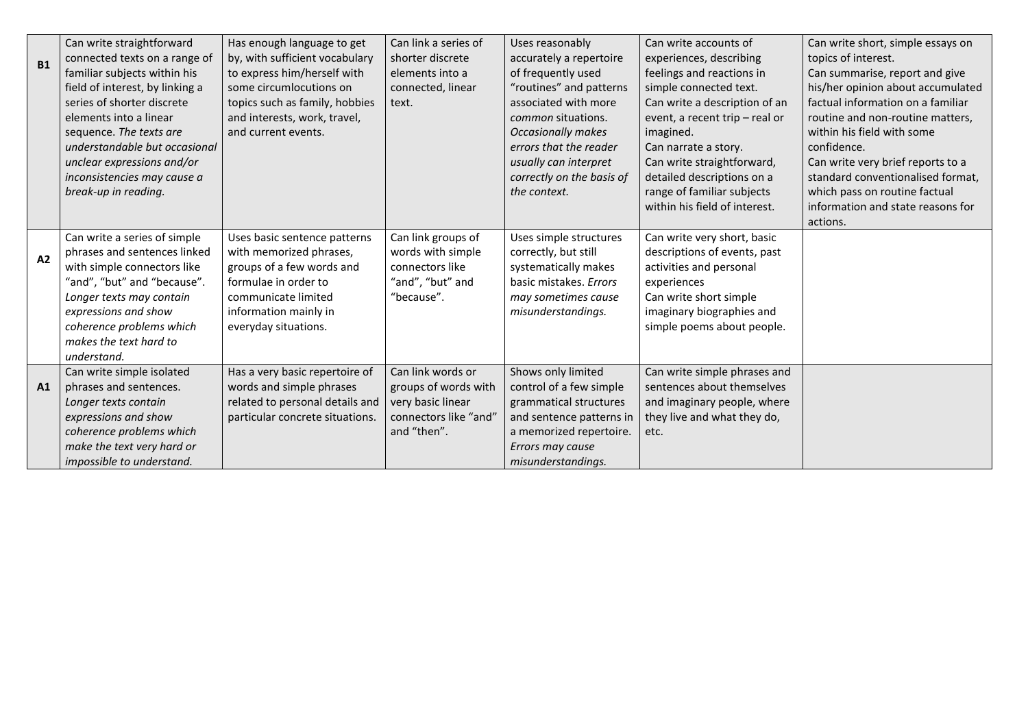| | | | | | | |
|---|---|---|---|---|---|---|
| **B1** | Can write straightforward connected texts on a range of familiar subjects within his field of interest, by linking a series of shorter discrete elements into a linear sequence. *The texts are understandable but occasional unclear expressions and/or inconsistencies may cause a break-up in reading.* | Has enough language to get by, with sufficient vocabulary to express him/herself with some circumlocutions on topics such as family, hobbies and interests, work, travel, and current events. | Can link a series of shorter discrete elements into a connected, linear text. | Uses reasonably accurately a repertoire of frequently used "routines" and patterns associated with more *common* situations. *Occasionally makes errors that the reader usually can interpret correctly on the basis of the context.* | Can write accounts of experiences, describing feelings and reactions in simple connected text. Can write a description of an event, a recent trip – real or imagined. Can narrate a story. Can write straightforward, detailed descriptions on a range of familiar subjects within his field of interest. | Can write short, simple essays on topics of interest. Can summarise, report and give his/her opinion about accumulated factual information on a familiar routine and non-routine matters, within his field with some confidence. Can write very brief reports to a standard conventionalised format, which pass on routine factual information and state reasons for actions. |
| **A2** | Can write a series of simple phrases and sentences linked with simple connectors like "and", "but" and "because". *Longer texts may contain expressions and show coherence problems which makes the text hard to understand.* | Uses basic sentence patterns with memorized phrases, groups of a few words and formulae in order to communicate limited information mainly in everyday situations. | Can link groups of words with simple connectors like "and", "but" and "because". | Uses simple structures correctly, but still systematically makes basic mistakes. *Errors may sometimes cause misunderstandings.* | Can write very short, basic descriptions of events, past activities and personal experiences Can write short simple imaginary biographies and simple poems about people. | |
| **A1** | Can write simple isolated phrases and sentences. *Longer texts contain expressions and show coherence problems which make the text very hard or impossible to understand.* | Has a very basic repertoire of words and simple phrases related to personal details and particular concrete situations. | Can link words or groups of words with very basic linear connectors like "and" and "then". | Shows only limited control of a few simple grammatical structures and sentence patterns in a memorized repertoire. *Errors may cause misunderstandings.* | Can write simple phrases and sentences about themselves and imaginary people, where they live and what they do, etc. | |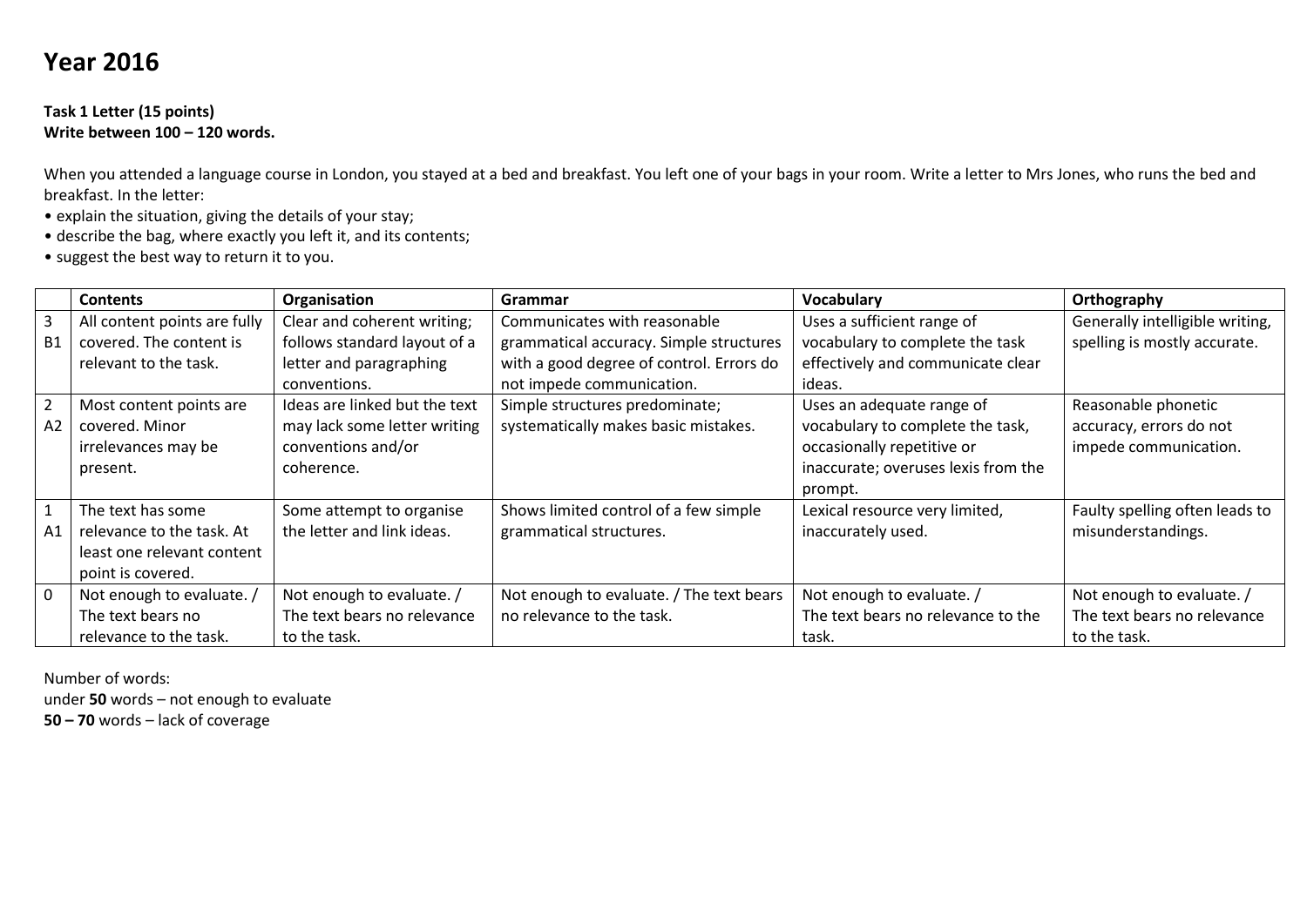# Year 2016

**Task 1 Letter (15 points)**
**Write between 100 – 120 words.**

When you attended a language course in London, you stayed at a bed and breakfast. You left one of your bags in your room. Write a letter to Mrs Jones, who runs the bed and breakfast. In the letter:

• explain the situation, giving the details of your stay;
• describe the bag, where exactly you left it, and its contents;
• suggest the best way to return it to you.

| | **Contents** | **Organisation** | **Grammar** | **Vocabulary** | **Orthography** |
|---|---|---|---|---|---|
| 3 B1 | All content points are fully covered. The content is relevant to the task. | Clear and coherent writing; follows standard layout of a letter and paragraphing conventions. | Communicates with reasonable grammatical accuracy. Simple structures with a good degree of control. Errors do not impede communication. | Uses a sufficient range of vocabulary to complete the task effectively and communicate clear ideas. | Generally intelligible writing, spelling is mostly accurate. |
| 2 A2 | Most content points are covered. Minor irrelevances may be present. | Ideas are linked but the text may lack some letter writing conventions and/or coherence. | Simple structures predominate; systematically makes basic mistakes. | Uses an adequate range of vocabulary to complete the task, occasionally repetitive or inaccurate; overuses lexis from the prompt. | Reasonable phonetic accuracy, errors do not impede communication. |
| 1 A1 | The text has some relevance to the task. At least one relevant content point is covered. | Some attempt to organise the letter and link ideas. | Shows limited control of a few simple grammatical structures. | Lexical resource very limited, inaccurately used. | Faulty spelling often leads to misunderstandings. |
| 0 | Not enough to evaluate. / The text bears no relevance to the task. | Not enough to evaluate. / The text bears no relevance to the task. | Not enough to evaluate. / The text bears no relevance to the task. | Not enough to evaluate. / The text bears no relevance to the task. | Not enough to evaluate. / The text bears no relevance to the task. |

Number of words:
under **50** words – not enough to evaluate
**50 – 70** words – lack of coverage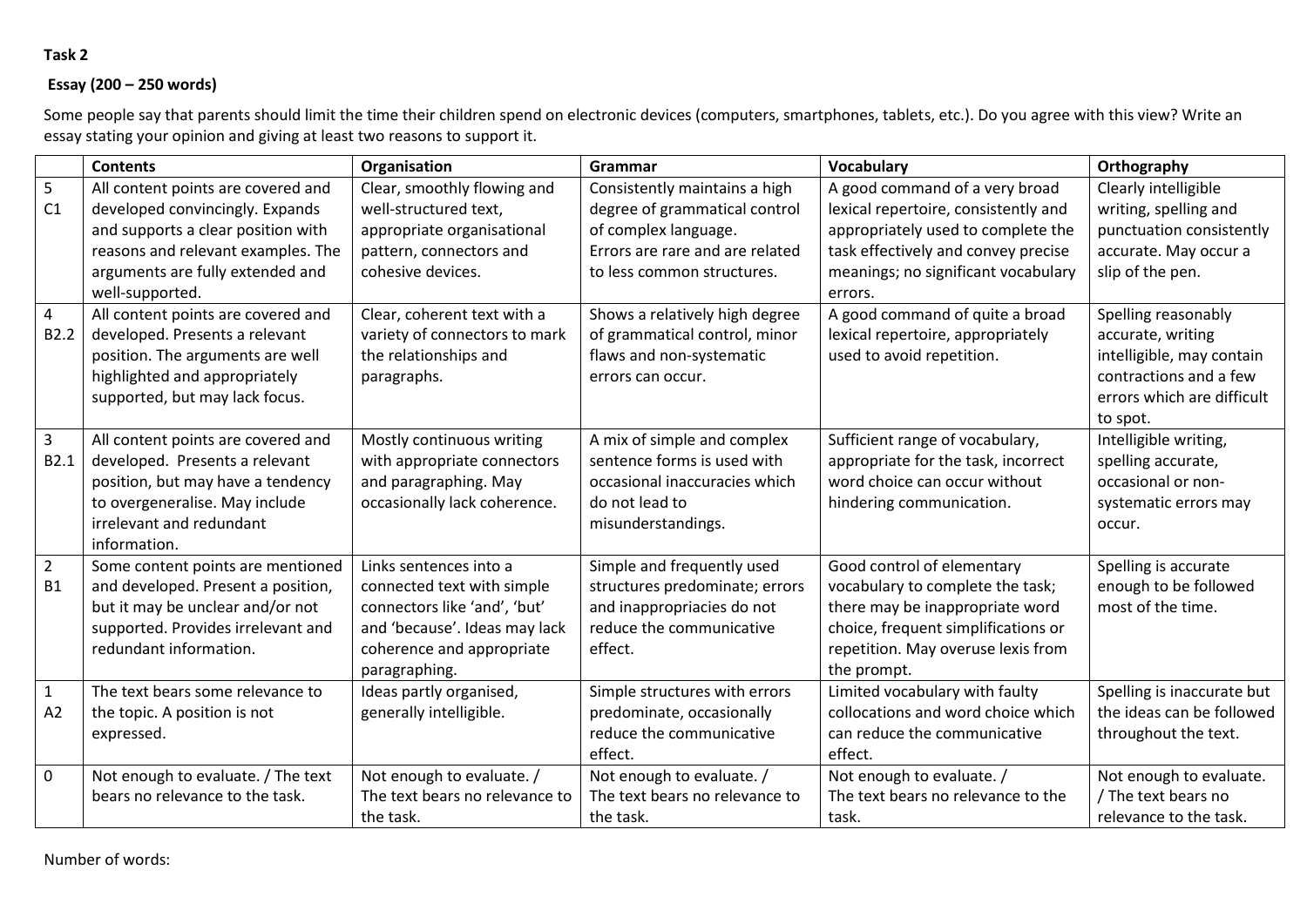**Task 2**

**Essay (200 – 250 words)**

Some people say that parents should limit the time their children spend on electronic devices (computers, smartphones, tablets, etc.). Do you agree with this view? Write an essay stating your opinion and giving at least two reasons to support it.

| | **Contents** | **Organisation** | **Grammar** | **Vocabulary** | **Orthography** |
|---|---|---|---|---|---|
| 5 C1 | All content points are covered and developed convincingly. Expands and supports a clear position with reasons and relevant examples. The arguments are fully extended and well-supported. | Clear, smoothly flowing and well-structured text, appropriate organisational pattern, connectors and cohesive devices. | Consistently maintains a high degree of grammatical control of complex language. Errors are rare and are related to less common structures. | A good command of a very broad lexical repertoire, consistently and appropriately used to complete the task effectively and convey precise meanings; no significant vocabulary errors. | Clearly intelligible writing, spelling and punctuation consistently accurate. May occur a slip of the pen. |
| 4 B2.2 | All content points are covered and developed. Presents a relevant position. The arguments are well highlighted and appropriately supported, but may lack focus. | Clear, coherent text with a variety of connectors to mark the relationships and paragraphs. | Shows a relatively high degree of grammatical control, minor flaws and non-systematic errors can occur. | A good command of quite a broad lexical repertoire, appropriately used to avoid repetition. | Spelling reasonably accurate, writing intelligible, may contain contractions and a few errors which are difficult to spot. |
| 3 B2.1 | All content points are covered and developed. Presents a relevant position, but may have a tendency to overgeneralise. May include irrelevant and redundant information. | Mostly continuous writing with appropriate connectors and paragraphing. May occasionally lack coherence. | A mix of simple and complex sentence forms is used with occasional inaccuracies which do not lead to misunderstandings. | Sufficient range of vocabulary, appropriate for the task, incorrect word choice can occur without hindering communication. | Intelligible writing, spelling accurate, occasional or non-systematic errors may occur. |
| 2 B1 | Some content points are mentioned and developed. Present a position, but it may be unclear and/or not supported. Provides irrelevant and redundant information. | Links sentences into a connected text with simple connectors like 'and', 'but' and 'because'. Ideas may lack coherence and appropriate paragraphing. | Simple and frequently used structures predominate; errors and inappropriacies do not reduce the communicative effect. | Good control of elementary vocabulary to complete the task; there may be inappropriate word choice, frequent simplifications or repetition. May overuse lexis from the prompt. | Spelling is accurate enough to be followed most of the time. |
| 1 A2 | The text bears some relevance to the topic. A position is not expressed. | Ideas partly organised, generally intelligible. | Simple structures with errors predominate, occasionally reduce the communicative effect. | Limited vocabulary with faulty collocations and word choice which can reduce the communicative effect. | Spelling is inaccurate but the ideas can be followed throughout the text. |
| 0 | Not enough to evaluate. / The text bears no relevance to the task. | Not enough to evaluate. / The text bears no relevance to the task. | Not enough to evaluate. / The text bears no relevance to the task. | Not enough to evaluate. / The text bears no relevance to the task. | Not enough to evaluate. / The text bears no relevance to the task. |

Number of words: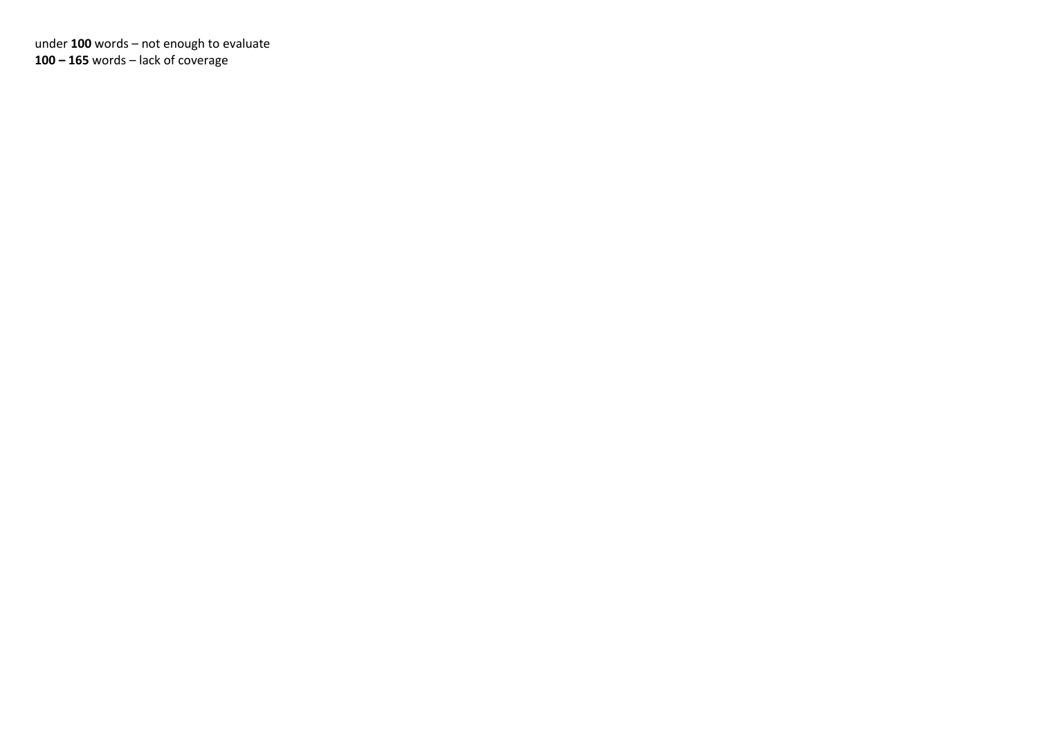under **100** words – not enough to evaluate
**100 – 165** words – lack of coverage